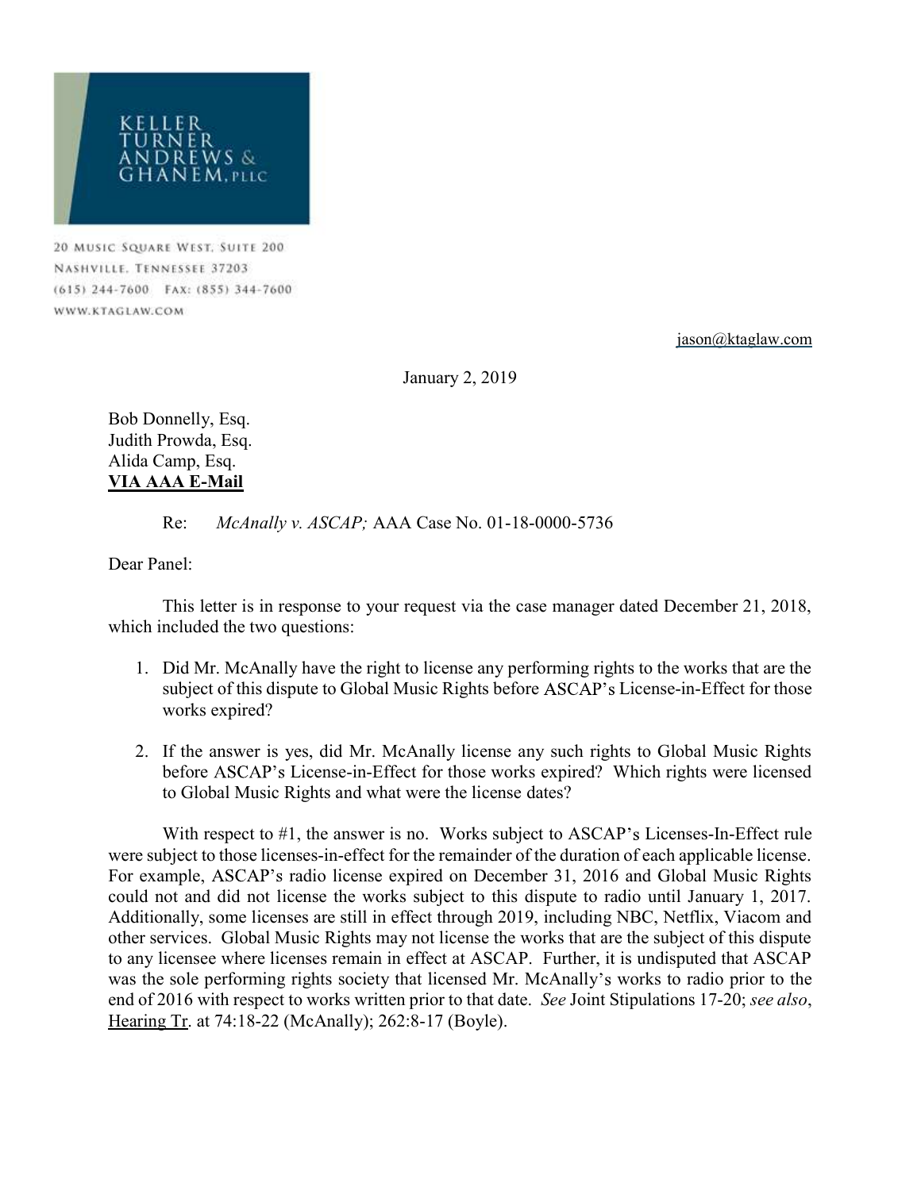**KELLER TURNER ANDREWS & GHANEM, PLLC**

20 MUSIC SQUARE WEST, SUITE 200
NASHVILLE, TENNESSEE 37203
(615) 244-7600 FAX: (855) 344-7600
WWW.KTAGLAW.COM

jason@ktaglaw.com

January 2, 2019

Bob Donnelly, Esq.
Judith Prowda, Esq.
Alida Camp, Esq.
**VIA AAA E-Mail**

Re: *McAnally v. ASCAP;* AAA Case No. 01-18-0000-5736

Dear Panel:

This letter is in response to your request via the case manager dated December 21, 2018, which included the two questions:

1. Did Mr. McAnally have the right to license any performing rights to the works that are the subject of this dispute to Global Music Rights before ASCAP's License-in-Effect for those works expired?
2. If the answer is yes, did Mr. McAnally license any such rights to Global Music Rights before ASCAP's License-in-Effect for those works expired? Which rights were licensed to Global Music Rights and what were the license dates?

With respect to #1, the answer is no. Works subject to ASCAP's Licenses-In-Effect rule were subject to those licenses-in-effect for the remainder of the duration of each applicable license. For example, ASCAP's radio license expired on December 31, 2016 and Global Music Rights could not and did not license the works subject to this dispute to radio until January 1, 2017. Additionally, some licenses are still in effect through 2019, including NBC, Netflix, Viacom and other services. Global Music Rights may not license the works that are the subject of this dispute to any licensee where licenses remain in effect at ASCAP. Further, it is undisputed that ASCAP was the sole performing rights society that licensed Mr. McAnally's works to radio prior to the end of 2016 with respect to works written prior to that date. *See* Joint Stipulations 17-20; *see also*, Hearing Tr. at 74:18-22 (McAnally); 262:8-17 (Boyle).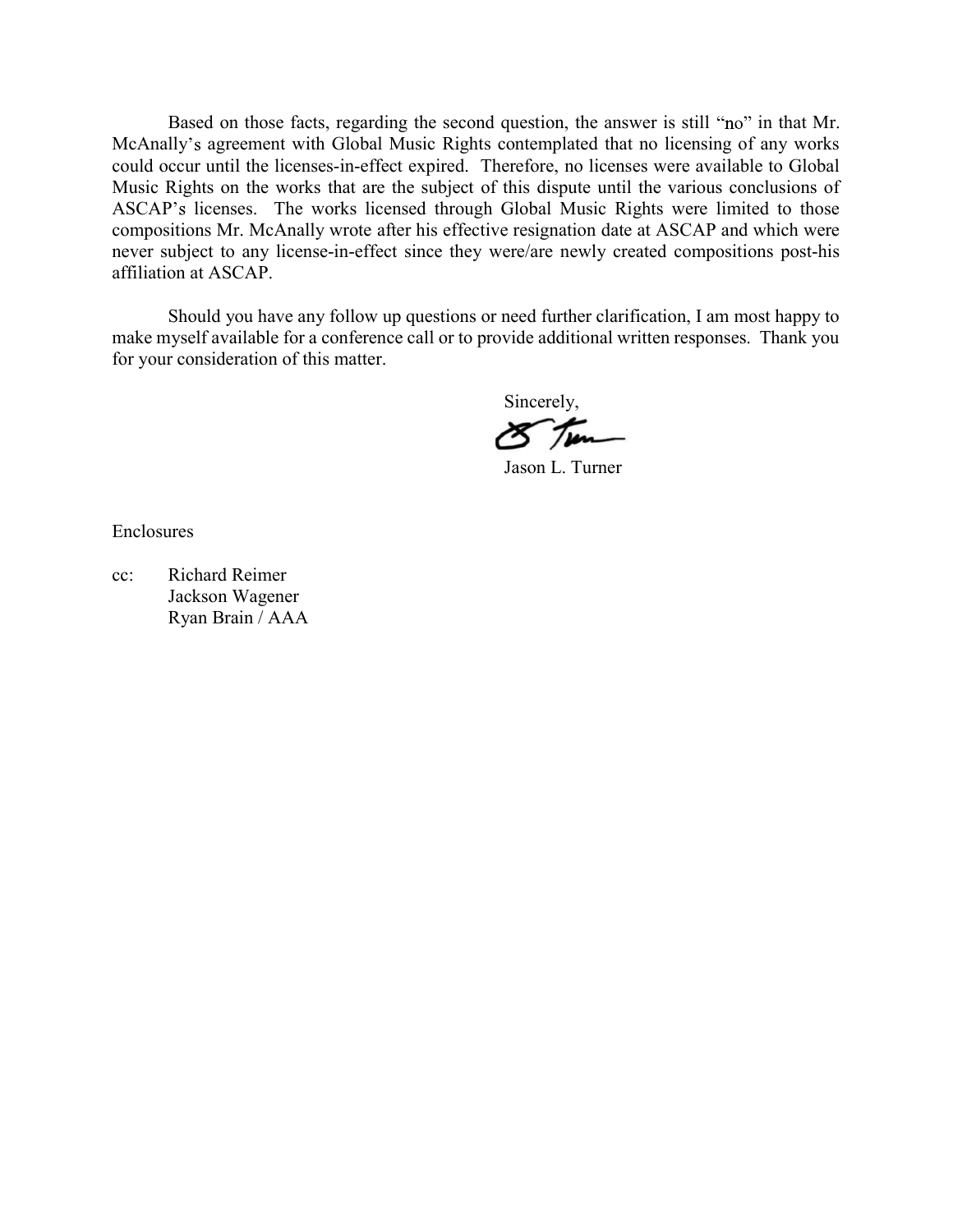Based on those facts, regarding the second question, the answer is still "no" in that Mr. McAnally's agreement with Global Music Rights contemplated that no licensing of any works could occur until the licenses-in-effect expired. Therefore, no licenses were available to Global Music Rights on the works that are the subject of this dispute until the various conclusions of ASCAP's licenses. The works licensed through Global Music Rights were limited to those compositions Mr. McAnally wrote after his effective resignation date at ASCAP and which were never subject to any license-in-effect since they were/are newly created compositions post-his affiliation at ASCAP.

Should you have any follow up questions or need further clarification, I am most happy to make myself available for a conference call or to provide additional written responses. Thank you for your consideration of this matter.

Sincerely,

Jason L. Turner

Enclosures

cc: Richard Reimer
Jackson Wagener
Ryan Brain / AAA